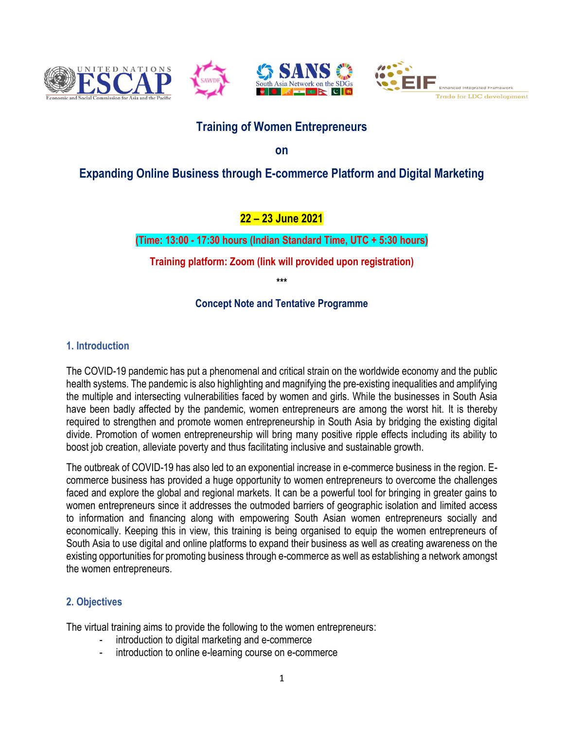# Training of Women Entrepreneurs

**on**

## Expanding Online Business through E-commerce Platform and Digital Marketing

**22 – 23 June 2021**

**(Time: 13:00 - 17:30 hours (Indian Standard Time, UTC + 5:30 hours)**

**Training platform: Zoom (link will provided upon registration)**

\*\*\*

**Concept Note and Tentative Programme**

### 1. Introduction

The COVID-19 pandemic has put a phenomenal and critical strain on the worldwide economy and the public health systems. The pandemic is also highlighting and magnifying the pre-existing inequalities and amplifying the multiple and intersecting vulnerabilities faced by women and girls. While the businesses in South Asia have been badly affected by the pandemic, women entrepreneurs are among the worst hit. It is thereby required to strengthen and promote women entrepreneurship in South Asia by bridging the existing digital divide. Promotion of women entrepreneurship will bring many positive ripple effects including its ability to boost job creation, alleviate poverty and thus facilitating inclusive and sustainable growth.

The outbreak of COVID-19 has also led to an exponential increase in e-commerce business in the region. E-commerce business has provided a huge opportunity to women entrepreneurs to overcome the challenges faced and explore the global and regional markets. It can be a powerful tool for bringing in greater gains to women entrepreneurs since it addresses the outmoded barriers of geographic isolation and limited access to information and financing along with empowering South Asian women entrepreneurs socially and economically. Keeping this in view, this training is being organised to equip the women entrepreneurs of South Asia to use digital and online platforms to expand their business as well as creating awareness on the existing opportunities for promoting business through e-commerce as well as establishing a network amongst the women entrepreneurs.

### 2. Objectives

The virtual training aims to provide the following to the women entrepreneurs:

- introduction to digital marketing and e-commerce
- introduction to online e-learning course on e-commerce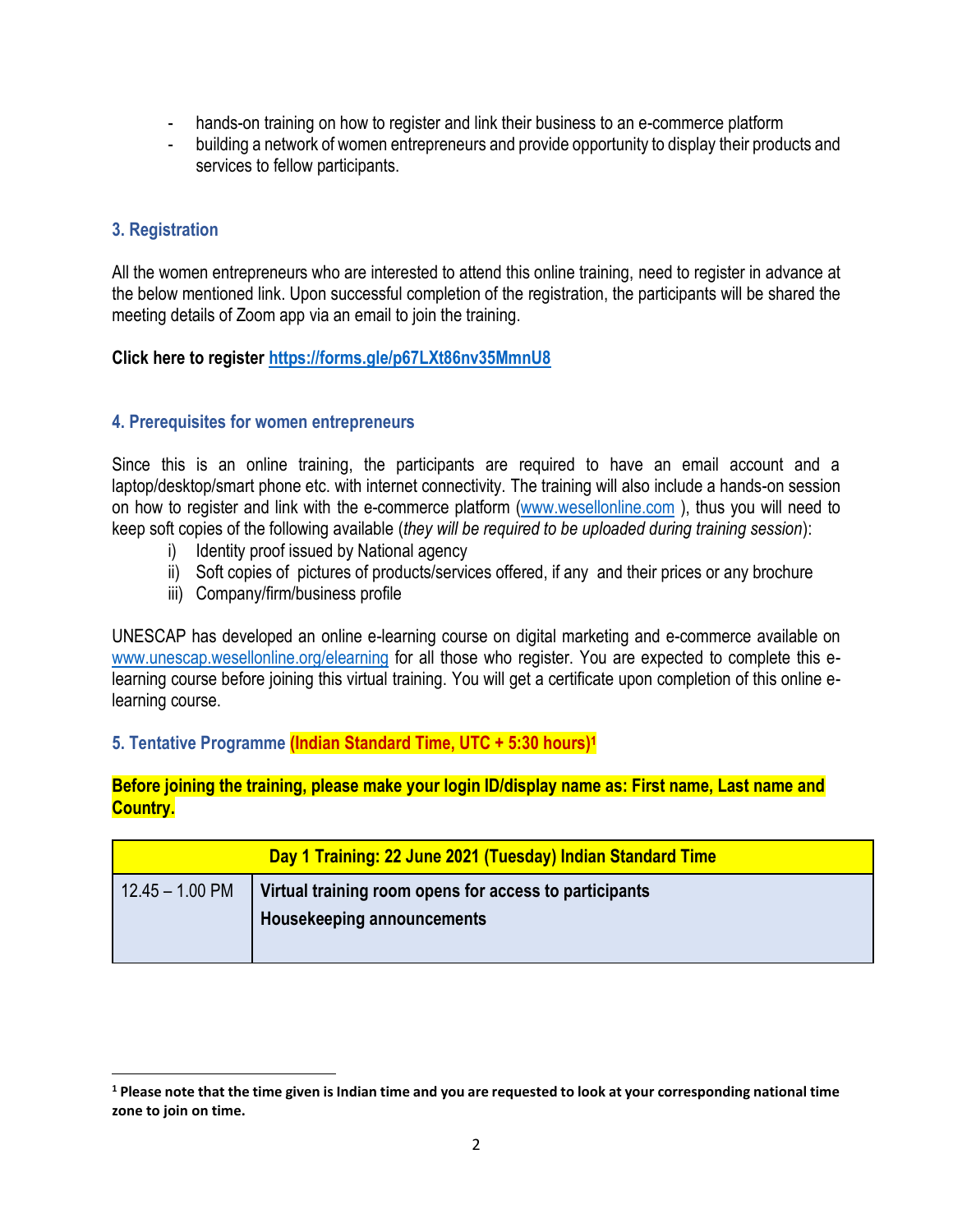- hands-on training on how to register and link their business to an e-commerce platform
- building a network of women entrepreneurs and provide opportunity to display their products and services to fellow participants.

### 3. Registration

All the women entrepreneurs who are interested to attend this online training, need to register in advance at the below mentioned link. Upon successful completion of the registration, the participants will be shared the meeting details of Zoom app via an email to join the training.

**Click here to register https://forms.gle/p67LXt86nv35MmnU8**

### 4. Prerequisites for women entrepreneurs

Since this is an online training, the participants are required to have an email account and a laptop/desktop/smart phone etc. with internet connectivity. The training will also include a hands-on session on how to register and link with the e-commerce platform (www.wesellonline.com ), thus you will need to keep soft copies of the following available (*they will be required to be uploaded during training session*):

i) Identity proof issued by National agency
ii) Soft copies of pictures of products/services offered, if any and their prices or any brochure
iii) Company/firm/business profile

UNESCAP has developed an online e-learning course on digital marketing and e-commerce available on www.unescap.wesellonline.org/elearning for all those who register. You are expected to complete this e-learning course before joining this virtual training. You will get a certificate upon completion of this online e-learning course.

### 5. Tentative Programme **(Indian Standard Time, UTC + 5:30 hours)**[1]

**Before joining the training, please make your login ID/display name as: First name, Last name and Country.**

| Day 1 Training: 22 June 2021 (Tuesday) Indian Standard Time | |
|---|---|
| 12.45 – 1.00 PM | **Virtual training room opens for access to participants**<br>**Housekeeping announcements** |

[1] **Please note that the time given is Indian time and you are requested to look at your corresponding national time zone to join on time.**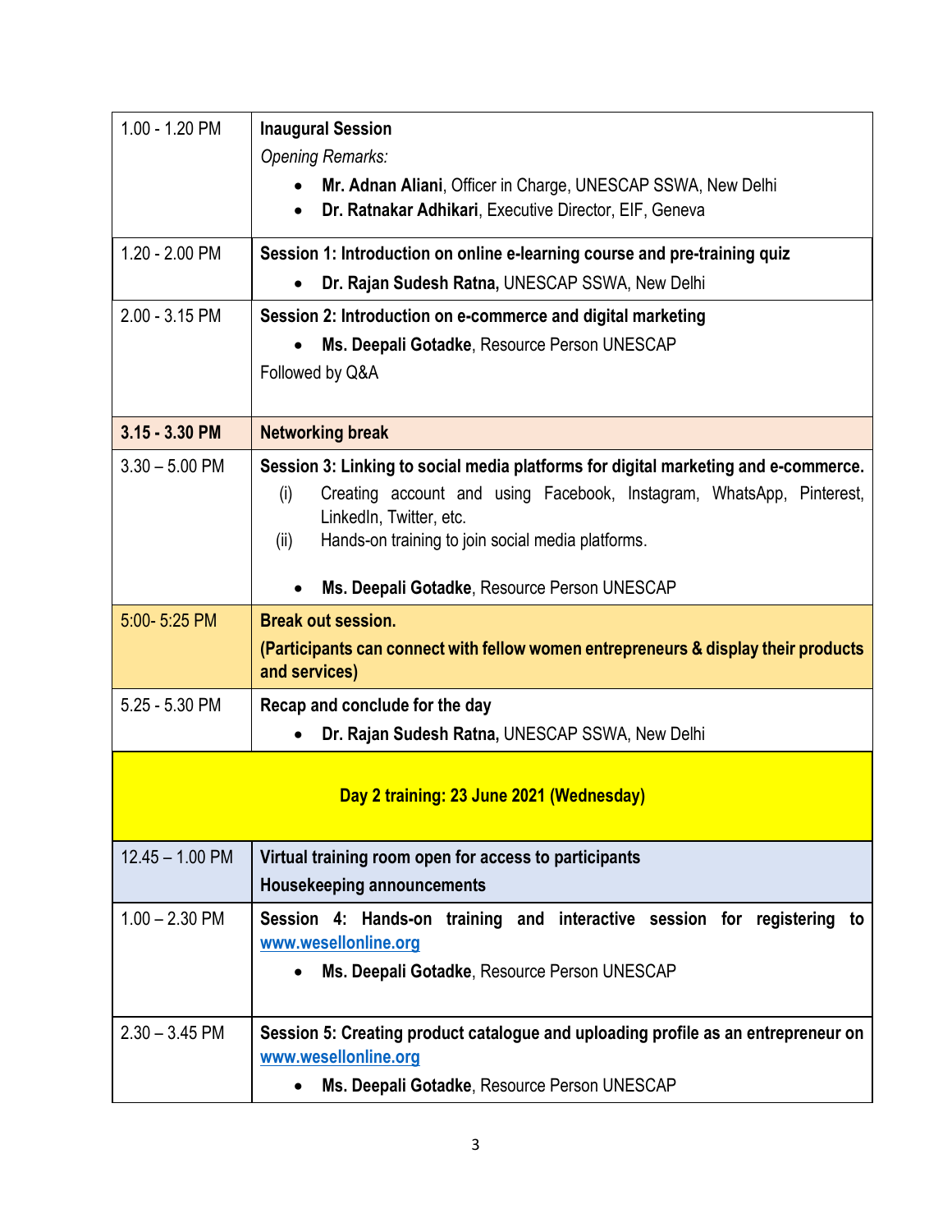| | |
|---|---|
| 1.00 - 1.20 PM | **Inaugural Session**<br>*Opening Remarks:*<br>• **Mr. Adnan Aliani**, Officer in Charge, UNESCAP SSWA, New Delhi<br>• **Dr. Ratnakar Adhikari**, Executive Director, EIF, Geneva |
| 1.20 - 2.00 PM | **Session 1: Introduction on online e-learning course and pre-training quiz**<br>• **Dr. Rajan Sudesh Ratna,** UNESCAP SSWA, New Delhi |
| 2.00 - 3.15 PM | **Session 2: Introduction on e-commerce and digital marketing**<br>• **Ms. Deepali Gotadke**, Resource Person UNESCAP<br>Followed by Q&A |
| **3.15 - 3.30 PM** | **Networking break** |
| 3.30 – 5.00 PM | **Session 3: Linking to social media platforms for digital marketing and e-commerce.**<br>(i) Creating account and using Facebook, Instagram, WhatsApp, Pinterest, LinkedIn, Twitter, etc.<br>(ii) Hands-on training to join social media platforms.<br>• **Ms. Deepali Gotadke**, Resource Person UNESCAP |
| 5:00- 5:25 PM | **Break out session.**<br>**(Participants can connect with fellow women entrepreneurs & display their products and services)** |
| 5.25 - 5.30 PM | **Recap and conclude for the day**<br>• **Dr. Rajan Sudesh Ratna,** UNESCAP SSWA, New Delhi |
| **Day 2 training: 23 June 2021 (Wednesday)** | |
| 12.45 – 1.00 PM | **Virtual training room open for access to participants**<br>**Housekeeping announcements** |
| 1.00 – 2.30 PM | **Session 4: Hands-on training and interactive session for registering to [www.wesellonline.org](www.wesellonline.org)**<br>• **Ms. Deepali Gotadke**, Resource Person UNESCAP |
| 2.30 – 3.45 PM | **Session 5: Creating product catalogue and uploading profile as an entrepreneur on [www.wesellonline.org](www.wesellonline.org)**<br>• **Ms. Deepali Gotadke**, Resource Person UNESCAP |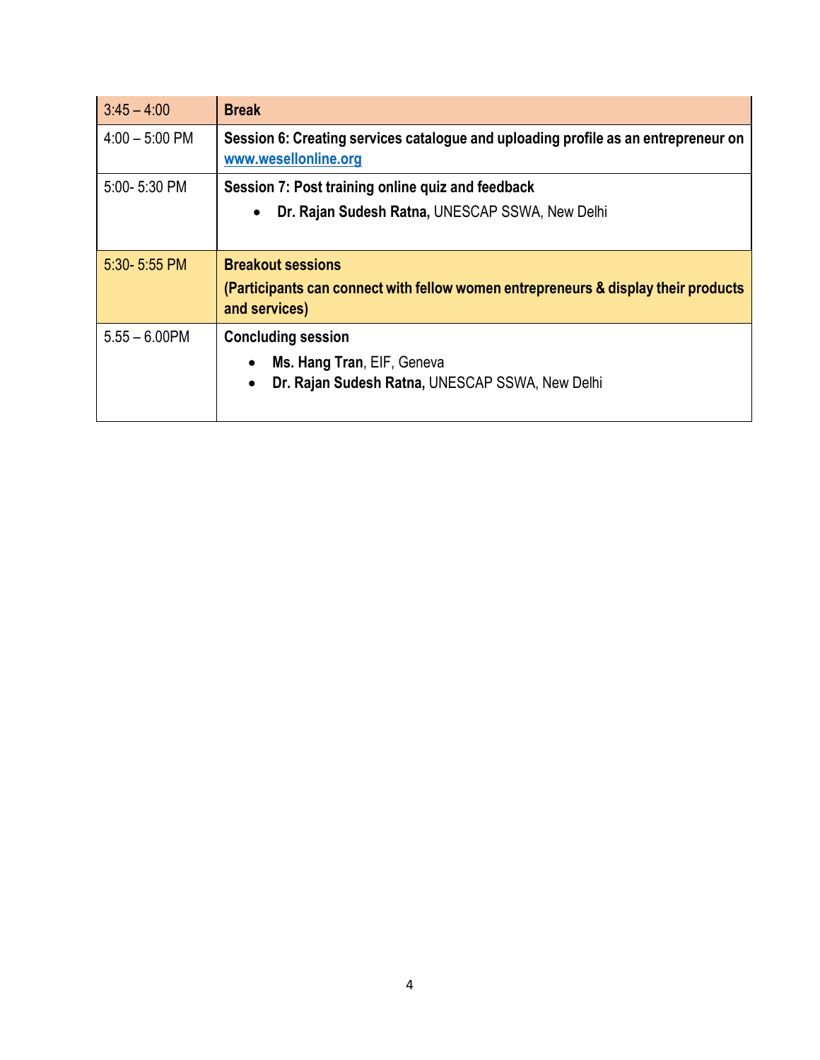| | |
|---|---|
| 3:45 – 4:00 | **Break** |
| 4:00 – 5:00 PM | **Session 6: Creating services catalogue and uploading profile as an entrepreneur on [www.wesellonline.org](http://www.wesellonline.org)** |
| 5:00- 5:30 PM | **Session 7: Post training online quiz and feedback**<br>• **Dr. Rajan Sudesh Ratna,** UNESCAP SSWA, New Delhi |
| 5:30- 5:55 PM | **Breakout sessions**<br>**(Participants can connect with fellow women entrepreneurs & display their products and services)** |
| 5.55 – 6.00PM | **Concluding session**<br>• **Ms. Hang Tran**, EIF, Geneva<br>• **Dr. Rajan Sudesh Ratna,** UNESCAP SSWA, New Delhi |